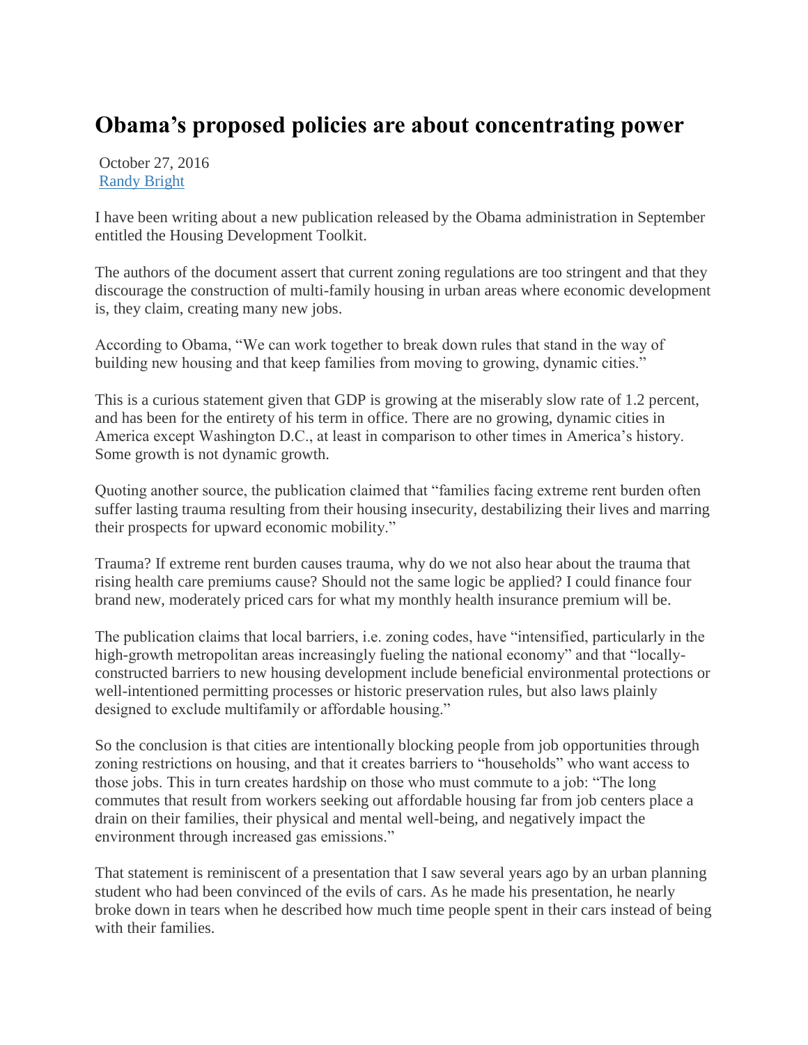# Obama's proposed policies are about concentrating power

October 27, 2016
[Randy Bright]

I have been writing about a new publication released by the Obama administration in September entitled the Housing Development Toolkit.

The authors of the document assert that current zoning regulations are too stringent and that they discourage the construction of multi-family housing in urban areas where economic development is, they claim, creating many new jobs.

According to Obama, "We can work together to break down rules that stand in the way of building new housing and that keep families from moving to growing, dynamic cities."

This is a curious statement given that GDP is growing at the miserably slow rate of 1.2 percent, and has been for the entirety of his term in office. There are no growing, dynamic cities in America except Washington D.C., at least in comparison to other times in America's history. Some growth is not dynamic growth.

Quoting another source, the publication claimed that "families facing extreme rent burden often suffer lasting trauma resulting from their housing insecurity, destabilizing their lives and marring their prospects for upward economic mobility."

Trauma? If extreme rent burden causes trauma, why do we not also hear about the trauma that rising health care premiums cause? Should not the same logic be applied? I could finance four brand new, moderately priced cars for what my monthly health insurance premium will be.

The publication claims that local barriers, i.e. zoning codes, have "intensified, particularly in the high-growth metropolitan areas increasingly fueling the national economy" and that "locally-constructed barriers to new housing development include beneficial environmental protections or well-intentioned permitting processes or historic preservation rules, but also laws plainly designed to exclude multifamily or affordable housing."

So the conclusion is that cities are intentionally blocking people from job opportunities through zoning restrictions on housing, and that it creates barriers to "households" who want access to those jobs. This in turn creates hardship on those who must commute to a job: "The long commutes that result from workers seeking out affordable housing far from job centers place a drain on their families, their physical and mental well-being, and negatively impact the environment through increased gas emissions."

That statement is reminiscent of a presentation that I saw several years ago by an urban planning student who had been convinced of the evils of cars. As he made his presentation, he nearly broke down in tears when he described how much time people spent in their cars instead of being with their families.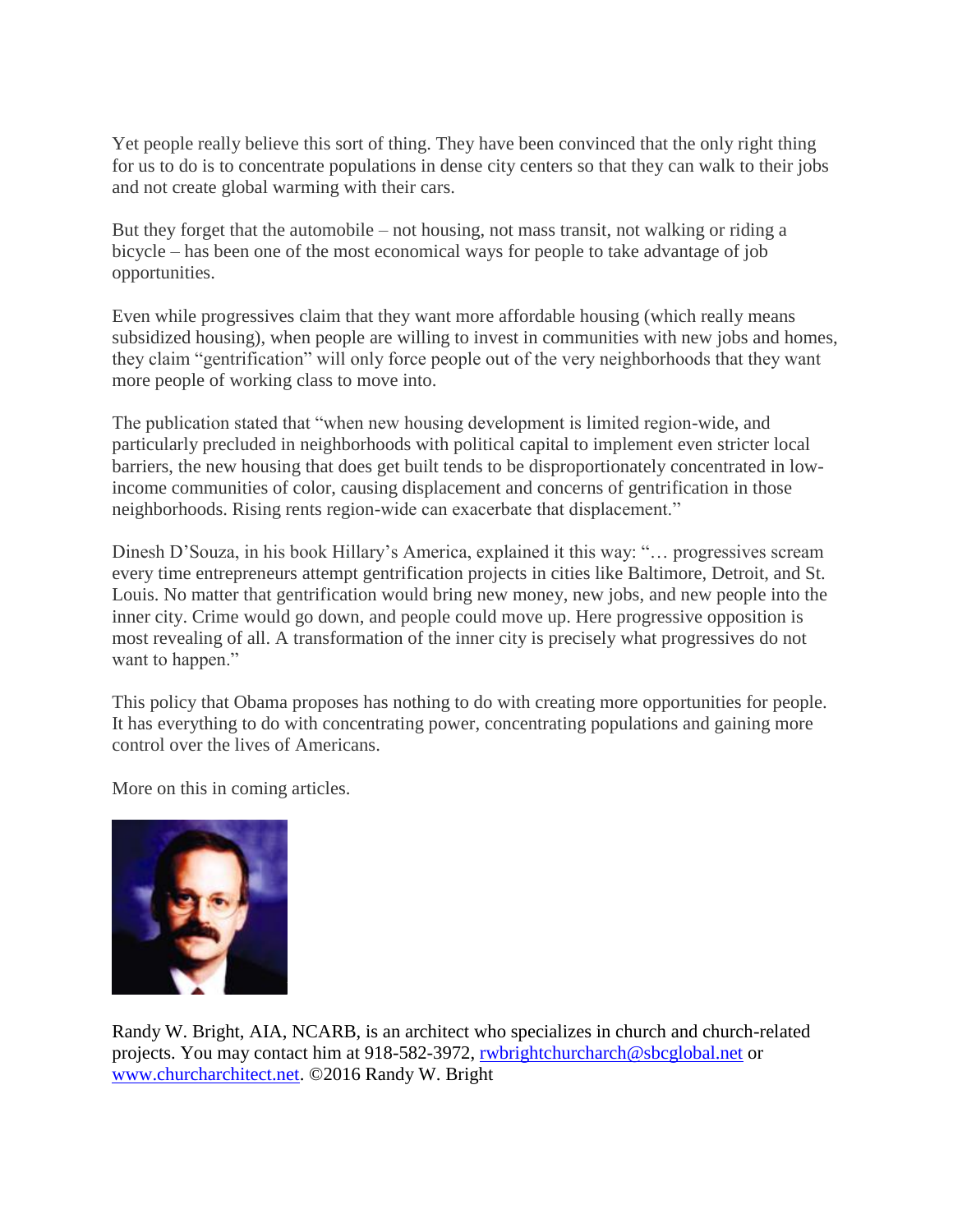Yet people really believe this sort of thing. They have been convinced that the only right thing for us to do is to concentrate populations in dense city centers so that they can walk to their jobs and not create global warming with their cars.

But they forget that the automobile – not housing, not mass transit, not walking or riding a bicycle – has been one of the most economical ways for people to take advantage of job opportunities.

Even while progressives claim that they want more affordable housing (which really means subsidized housing), when people are willing to invest in communities with new jobs and homes, they claim "gentrification" will only force people out of the very neighborhoods that they want more people of working class to move into.

The publication stated that "when new housing development is limited region-wide, and particularly precluded in neighborhoods with political capital to implement even stricter local barriers, the new housing that does get built tends to be disproportionately concentrated in low-income communities of color, causing displacement and concerns of gentrification in those neighborhoods. Rising rents region-wide can exacerbate that displacement."

Dinesh D'Souza, in his book Hillary's America, explained it this way: "… progressives scream every time entrepreneurs attempt gentrification projects in cities like Baltimore, Detroit, and St. Louis. No matter that gentrification would bring new money, new jobs, and new people into the inner city. Crime would go down, and people could move up. Here progressive opposition is most revealing of all. A transformation of the inner city is precisely what progressives do not want to happen."

This policy that Obama proposes has nothing to do with creating more opportunities for people. It has everything to do with concentrating power, concentrating populations and gaining more control over the lives of Americans.

More on this in coming articles.

Randy W. Bright, AIA, NCARB, is an architect who specializes in church and church-related projects. You may contact him at 918-582-3972, [rwbrightchurcharch@sbcglobal.net](mailto:rwbrightchurcharch@sbcglobal.net) or [www.churcharchitect.net](http://www.churcharchitect.net). ©2016 Randy W. Bright